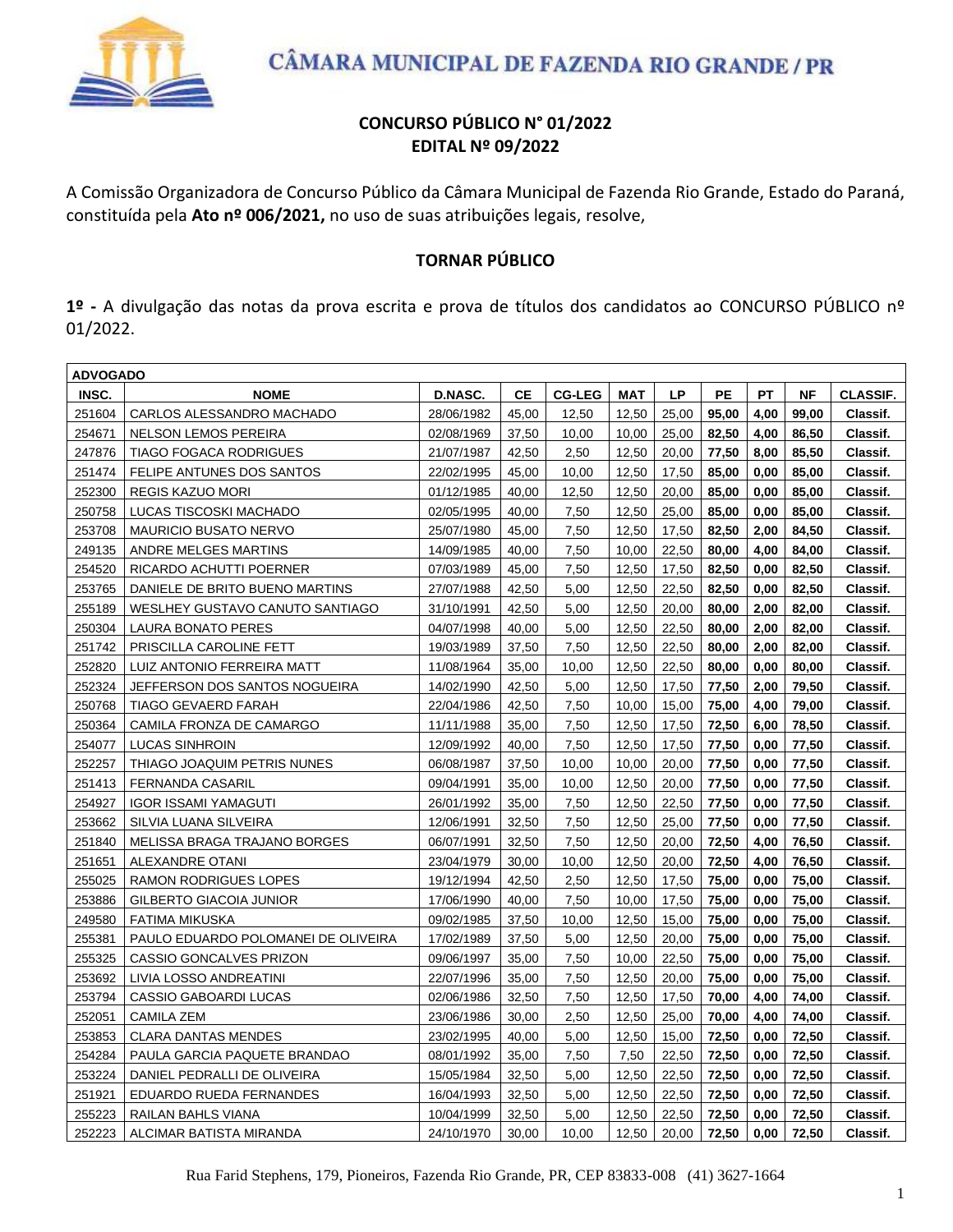CÂMARA MUNICIPAL DE FAZENDA RIO GRANDE / PR

**CONCURSO PÚBLICO N° 01/2022**
**EDITAL Nº 09/2022**

A Comissão Organizadora de Concurso Público da Câmara Municipal de Fazenda Rio Grande, Estado do Paraná, constituída pela **Ato nº 006/2021,** no uso de suas atribuições legais, resolve,

**TORNAR PÚBLICO**

**1º -** A divulgação das notas da prova escrita e prova de títulos dos candidatos ao CONCURSO PÚBLICO nº 01/2022.

| **ADVOGADO** | | | | | | | | | | |
|---|---|---|---|---|---|---|---|---|---|---|
| **INSC.** | **NOME** | **D.NASC.** | **CE** | **CG-LEG** | **MAT** | **LP** | **PE** | **PT** | **NF** | **CLASSIF.** |
| 251604 | CARLOS ALESSANDRO MACHADO | 28/06/1982 | 45,00 | 12,50 | 12,50 | 25,00 | **95,00** | **4,00** | **99,00** | **Classif.** |
| 254671 | NELSON LEMOS PEREIRA | 02/08/1969 | 37,50 | 10,00 | 10,00 | 25,00 | **82,50** | **4,00** | **86,50** | **Classif.** |
| 247876 | TIAGO FOGACA RODRIGUES | 21/07/1987 | 42,50 | 2,50 | 12,50 | 20,00 | **77,50** | **8,00** | **85,50** | **Classif.** |
| 251474 | FELIPE ANTUNES DOS SANTOS | 22/02/1995 | 45,00 | 10,00 | 12,50 | 17,50 | **85,00** | **0,00** | **85,00** | **Classif.** |
| 252300 | REGIS KAZUO MORI | 01/12/1985 | 40,00 | 12,50 | 12,50 | 20,00 | **85,00** | **0,00** | **85,00** | **Classif.** |
| 250758 | LUCAS TISCOSKI MACHADO | 02/05/1995 | 40,00 | 7,50 | 12,50 | 25,00 | **85,00** | **0,00** | **85,00** | **Classif.** |
| 253708 | MAURICIO BUSATO NERVO | 25/07/1980 | 45,00 | 7,50 | 12,50 | 17,50 | **82,50** | **2,00** | **84,50** | **Classif.** |
| 249135 | ANDRE MELGES MARTINS | 14/09/1985 | 40,00 | 7,50 | 10,00 | 22,50 | **80,00** | **4,00** | **84,00** | **Classif.** |
| 254520 | RICARDO ACHUTTI POERNER | 07/03/1989 | 45,00 | 7,50 | 12,50 | 17,50 | **82,50** | **0,00** | **82,50** | **Classif.** |
| 253765 | DANIELE DE BRITO BUENO MARTINS | 27/07/1988 | 42,50 | 5,00 | 12,50 | 22,50 | **82,50** | **0,00** | **82,50** | **Classif.** |
| 255189 | WESLHEY GUSTAVO CANUTO SANTIAGO | 31/10/1991 | 42,50 | 5,00 | 12,50 | 20,00 | **80,00** | **2,00** | **82,00** | **Classif.** |
| 250304 | LAURA BONATO PERES | 04/07/1998 | 40,00 | 5,00 | 12,50 | 22,50 | **80,00** | **2,00** | **82,00** | **Classif.** |
| 251742 | PRISCILLA CAROLINE FETT | 19/03/1989 | 37,50 | 7,50 | 12,50 | 22,50 | **80,00** | **2,00** | **82,00** | **Classif.** |
| 252820 | LUIZ ANTONIO FERREIRA MATT | 11/08/1964 | 35,00 | 10,00 | 12,50 | 22,50 | **80,00** | **0,00** | **80,00** | **Classif.** |
| 252324 | JEFFERSON DOS SANTOS NOGUEIRA | 14/02/1990 | 42,50 | 5,00 | 12,50 | 17,50 | **77,50** | **2,00** | **79,50** | **Classif.** |
| 250768 | TIAGO GEVAERD FARAH | 22/04/1986 | 42,50 | 7,50 | 10,00 | 15,00 | **75,00** | **4,00** | **79,00** | **Classif.** |
| 250364 | CAMILA FRONZA DE CAMARGO | 11/11/1988 | 35,00 | 7,50 | 12,50 | 17,50 | **72,50** | **6,00** | **78,50** | **Classif.** |
| 254077 | LUCAS SINHROIN | 12/09/1992 | 40,00 | 7,50 | 12,50 | 17,50 | **77,50** | **0,00** | **77,50** | **Classif.** |
| 252257 | THIAGO JOAQUIM PETRIS NUNES | 06/08/1987 | 37,50 | 10,00 | 10,00 | 20,00 | **77,50** | **0,00** | **77,50** | **Classif.** |
| 251413 | FERNANDA CASARIL | 09/04/1991 | 35,00 | 10,00 | 12,50 | 20,00 | **77,50** | **0,00** | **77,50** | **Classif.** |
| 254927 | IGOR ISSAMI YAMAGUTI | 26/01/1992 | 35,00 | 7,50 | 12,50 | 22,50 | **77,50** | **0,00** | **77,50** | **Classif.** |
| 253662 | SILVIA LUANA SILVEIRA | 12/06/1991 | 32,50 | 7,50 | 12,50 | 25,00 | **77,50** | **0,00** | **77,50** | **Classif.** |
| 251840 | MELISSA BRAGA TRAJANO BORGES | 06/07/1991 | 32,50 | 7,50 | 12,50 | 20,00 | **72,50** | **4,00** | **76,50** | **Classif.** |
| 251651 | ALEXANDRE OTANI | 23/04/1979 | 30,00 | 10,00 | 12,50 | 20,00 | **72,50** | **4,00** | **76,50** | **Classif.** |
| 255025 | RAMON RODRIGUES LOPES | 19/12/1994 | 42,50 | 2,50 | 12,50 | 17,50 | **75,00** | **0,00** | **75,00** | **Classif.** |
| 253886 | GILBERTO GIACOIA JUNIOR | 17/06/1990 | 40,00 | 7,50 | 10,00 | 17,50 | **75,00** | **0,00** | **75,00** | **Classif.** |
| 249580 | FATIMA MIKUSKA | 09/02/1985 | 37,50 | 10,00 | 12,50 | 15,00 | **75,00** | **0,00** | **75,00** | **Classif.** |
| 255381 | PAULO EDUARDO POLOMANEI DE OLIVEIRA | 17/02/1989 | 37,50 | 5,00 | 12,50 | 20,00 | **75,00** | **0,00** | **75,00** | **Classif.** |
| 255325 | CASSIO GONCALVES PRIZON | 09/06/1997 | 35,00 | 7,50 | 10,00 | 22,50 | **75,00** | **0,00** | **75,00** | **Classif.** |
| 253692 | LIVIA LOSSO ANDREATINI | 22/07/1996 | 35,00 | 7,50 | 12,50 | 20,00 | **75,00** | **0,00** | **75,00** | **Classif.** |
| 253794 | CASSIO GABOARDI LUCAS | 02/06/1986 | 32,50 | 7,50 | 12,50 | 17,50 | **70,00** | **4,00** | **74,00** | **Classif.** |
| 252051 | CAMILA ZEM | 23/06/1986 | 30,00 | 2,50 | 12,50 | 25,00 | **70,00** | **4,00** | **74,00** | **Classif.** |
| 253853 | CLARA DANTAS MENDES | 23/02/1995 | 40,00 | 5,00 | 12,50 | 15,00 | **72,50** | **0,00** | **72,50** | **Classif.** |
| 254284 | PAULA GARCIA PAQUETE BRANDAO | 08/01/1992 | 35,00 | 7,50 | 7,50 | 22,50 | **72,50** | **0,00** | **72,50** | **Classif.** |
| 253224 | DANIEL PEDRALLI DE OLIVEIRA | 15/05/1984 | 32,50 | 5,00 | 12,50 | 22,50 | **72,50** | **0,00** | **72,50** | **Classif.** |
| 251921 | EDUARDO RUEDA FERNANDES | 16/04/1993 | 32,50 | 5,00 | 12,50 | 22,50 | **72,50** | **0,00** | **72,50** | **Classif.** |
| 255223 | RAILAN BAHLS VIANA | 10/04/1999 | 32,50 | 5,00 | 12,50 | 22,50 | **72,50** | **0,00** | **72,50** | **Classif.** |
| 252223 | ALCIMAR BATISTA MIRANDA | 24/10/1970 | 30,00 | 10,00 | 12,50 | 20,00 | **72,50** | **0,00** | **72,50** | **Classif.** |

Rua Farid Stephens, 179, Pioneiros, Fazenda Rio Grande, PR, CEP 83833-008 (41) 3627-1664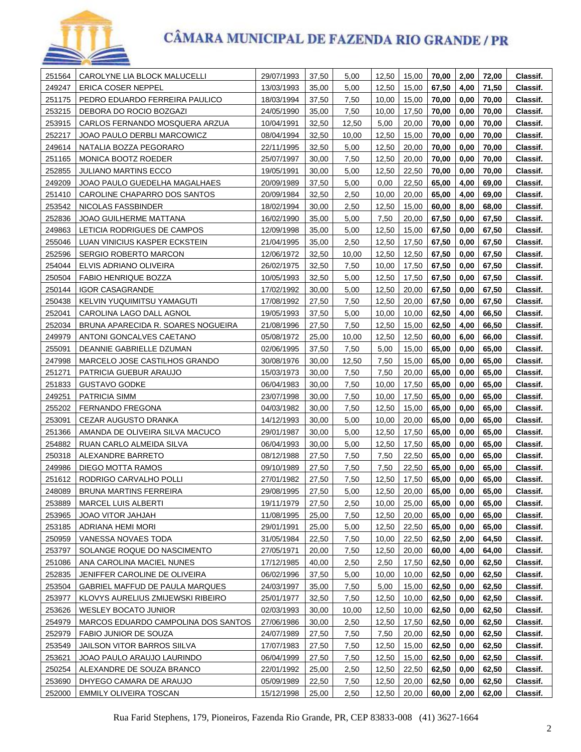| | | | | | | | | | | |
|---|---|---|---|---|---|---|---|---|---|---|
| 251564 | CAROLYNE LIA BLOCK MALUCELLI | 29/07/1993 | 37,50 | 5,00 | 12,50 | 15,00 | **70,00** | **2,00** | **72,00** | **Classif.** |
| 249247 | ERICA COSER NEPPEL | 13/03/1993 | 35,00 | 5,00 | 12,50 | 15,00 | **67,50** | **4,00** | **71,50** | **Classif.** |
| 251175 | PEDRO EDUARDO FERREIRA PAULICO | 18/03/1994 | 37,50 | 7,50 | 10,00 | 15,00 | **70,00** | **0,00** | **70,00** | **Classif.** |
| 253215 | DEBORA DO ROCIO BOZGAZI | 24/05/1990 | 35,00 | 7,50 | 10,00 | 17,50 | **70,00** | **0,00** | **70,00** | **Classif.** |
| 253915 | CARLOS FERNANDO MOSQUERA ARZUA | 10/04/1991 | 32,50 | 12,50 | 5,00 | 20,00 | **70,00** | **0,00** | **70,00** | **Classif.** |
| 252217 | JOAO PAULO DERBLI MARCOWICZ | 08/04/1994 | 32,50 | 10,00 | 12,50 | 15,00 | **70,00** | **0,00** | **70,00** | **Classif.** |
| 249614 | NATALIA BOZZA PEGORARO | 22/11/1995 | 32,50 | 5,00 | 12,50 | 20,00 | **70,00** | **0,00** | **70,00** | **Classif.** |
| 251165 | MONICA BOOTZ ROEDER | 25/07/1997 | 30,00 | 7,50 | 12,50 | 20,00 | **70,00** | **0,00** | **70,00** | **Classif.** |
| 252855 | JULIANO MARTINS ECCO | 19/05/1991 | 30,00 | 5,00 | 12,50 | 22,50 | **70,00** | **0,00** | **70,00** | **Classif.** |
| 249209 | JOAO PAULO GUEDELHA MAGALHAES | 20/09/1989 | 37,50 | 5,00 | 0,00 | 22,50 | **65,00** | **4,00** | **69,00** | **Classif.** |
| 251410 | CAROLINE CHAPARRO DOS SANTOS | 20/09/1984 | 32,50 | 2,50 | 10,00 | 20,00 | **65,00** | **4,00** | **69,00** | **Classif.** |
| 253542 | NICOLAS FASSBINDER | 18/02/1994 | 30,00 | 2,50 | 12,50 | 15,00 | **60,00** | **8,00** | **68,00** | **Classif.** |
| 252836 | JOAO GUILHERME MATTANA | 16/02/1990 | 35,00 | 5,00 | 7,50 | 20,00 | **67,50** | **0,00** | **67,50** | **Classif.** |
| 249863 | LETICIA RODRIGUES DE CAMPOS | 12/09/1998 | 35,00 | 5,00 | 12,50 | 15,00 | **67,50** | **0,00** | **67,50** | **Classif.** |
| 255046 | LUAN VINICIUS KASPER ECKSTEIN | 21/04/1995 | 35,00 | 2,50 | 12,50 | 17,50 | **67,50** | **0,00** | **67,50** | **Classif.** |
| 252596 | SERGIO ROBERTO MARCON | 12/06/1972 | 32,50 | 10,00 | 12,50 | 12,50 | **67,50** | **0,00** | **67,50** | **Classif.** |
| 254044 | ELVIS ADRIANO OLIVEIRA | 26/02/1975 | 32,50 | 7,50 | 10,00 | 17,50 | **67,50** | **0,00** | **67,50** | **Classif.** |
| 250504 | FABIO HENRIQUE BOZZA | 10/05/1993 | 32,50 | 5,00 | 12,50 | 17,50 | **67,50** | **0,00** | **67,50** | **Classif.** |
| 250144 | IGOR CASAGRANDE | 17/02/1992 | 30,00 | 5,00 | 12,50 | 20,00 | **67,50** | **0,00** | **67,50** | **Classif.** |
| 250438 | KELVIN YUQUIMITSU YAMAGUTI | 17/08/1992 | 27,50 | 7,50 | 12,50 | 20,00 | **67,50** | **0,00** | **67,50** | **Classif.** |
| 252041 | CAROLINA LAGO DALL AGNOL | 19/05/1993 | 37,50 | 5,00 | 10,00 | 10,00 | **62,50** | **4,00** | **66,50** | **Classif.** |
| 252034 | BRUNA APARECIDA R. SOARES NOGUEIRA | 21/08/1996 | 27,50 | 7,50 | 12,50 | 15,00 | **62,50** | **4,00** | **66,50** | **Classif.** |
| 249979 | ANTONI GONCALVES CAETANO | 05/08/1972 | 25,00 | 10,00 | 12,50 | 12,50 | **60,00** | **6,00** | **66,00** | **Classif.** |
| 255091 | DEANNIE GABRIELLE DZUMAN | 02/06/1995 | 37,50 | 7,50 | 5,00 | 15,00 | **65,00** | **0,00** | **65,00** | **Classif.** |
| 247998 | MARCELO JOSE CASTILHOS GRANDO | 30/08/1976 | 30,00 | 12,50 | 7,50 | 15,00 | **65,00** | **0,00** | **65,00** | **Classif.** |
| 251271 | PATRICIA GUEBUR ARAUJO | 15/03/1973 | 30,00 | 7,50 | 7,50 | 20,00 | **65,00** | **0,00** | **65,00** | **Classif.** |
| 251833 | GUSTAVO GODKE | 06/04/1983 | 30,00 | 7,50 | 10,00 | 17,50 | **65,00** | **0,00** | **65,00** | **Classif.** |
| 249251 | PATRICIA SIMM | 23/07/1998 | 30,00 | 7,50 | 10,00 | 17,50 | **65,00** | **0,00** | **65,00** | **Classif.** |
| 255202 | FERNANDO FREGONA | 04/03/1982 | 30,00 | 7,50 | 12,50 | 15,00 | **65,00** | **0,00** | **65,00** | **Classif.** |
| 253091 | CEZAR AUGUSTO DRANKA | 14/12/1993 | 30,00 | 5,00 | 10,00 | 20,00 | **65,00** | **0,00** | **65,00** | **Classif.** |
| 251366 | AMANDA DE OLIVEIRA SILVA MACUCO | 29/01/1987 | 30,00 | 5,00 | 12,50 | 17,50 | **65,00** | **0,00** | **65,00** | **Classif.** |
| 254882 | RUAN CARLO ALMEIDA SILVA | 06/04/1993 | 30,00 | 5,00 | 12,50 | 17,50 | **65,00** | **0,00** | **65,00** | **Classif.** |
| 250318 | ALEXANDRE BARRETO | 08/12/1988 | 27,50 | 7,50 | 7,50 | 22,50 | **65,00** | **0,00** | **65,00** | **Classif.** |
| 249986 | DIEGO MOTTA RAMOS | 09/10/1989 | 27,50 | 7,50 | 7,50 | 22,50 | **65,00** | **0,00** | **65,00** | **Classif.** |
| 251612 | RODRIGO CARVALHO POLLI | 27/01/1982 | 27,50 | 7,50 | 12,50 | 17,50 | **65,00** | **0,00** | **65,00** | **Classif.** |
| 248089 | BRUNA MARTINS FERREIRA | 29/08/1995 | 27,50 | 5,00 | 12,50 | 20,00 | **65,00** | **0,00** | **65,00** | **Classif.** |
| 253889 | MARCEL LUIS ALBERTI | 19/11/1979 | 27,50 | 2,50 | 10,00 | 25,00 | **65,00** | **0,00** | **65,00** | **Classif.** |
| 253965 | JOAO VITOR JAHJAH | 11/08/1995 | 25,00 | 7,50 | 12,50 | 20,00 | **65,00** | **0,00** | **65,00** | **Classif.** |
| 253185 | ADRIANA HEMI MORI | 29/01/1991 | 25,00 | 5,00 | 12,50 | 22,50 | **65,00** | **0,00** | **65,00** | **Classif.** |
| 250959 | VANESSA NOVAES TODA | 31/05/1984 | 22,50 | 7,50 | 10,00 | 22,50 | **62,50** | **2,00** | **64,50** | **Classif.** |
| 253797 | SOLANGE ROQUE DO NASCIMENTO | 27/05/1971 | 20,00 | 7,50 | 12,50 | 20,00 | **60,00** | **4,00** | **64,00** | **Classif.** |
| 251086 | ANA CAROLINA MACIEL NUNES | 17/12/1985 | 40,00 | 2,50 | 2,50 | 17,50 | **62,50** | **0,00** | **62,50** | **Classif.** |
| 252835 | JENIFFER CAROLINE DE OLIVEIRA | 06/02/1996 | 37,50 | 5,00 | 10,00 | 10,00 | **62,50** | **0,00** | **62,50** | **Classif.** |
| 253504 | GABRIEL MAFFUD DE PAULA MARQUES | 24/03/1997 | 35,00 | 7,50 | 5,00 | 15,00 | **62,50** | **0,00** | **62,50** | **Classif.** |
| 253977 | KLOVYS AURELIUS ZMIJEWSKI RIBEIRO | 25/01/1977 | 32,50 | 7,50 | 12,50 | 10,00 | **62,50** | **0,00** | **62,50** | **Classif.** |
| 253626 | WESLEY BOCATO JUNIOR | 02/03/1993 | 30,00 | 10,00 | 12,50 | 10,00 | **62,50** | **0,00** | **62,50** | **Classif.** |
| 254979 | MARCOS EDUARDO CAMPOLINA DOS SANTOS | 27/06/1986 | 30,00 | 2,50 | 12,50 | 17,50 | **62,50** | **0,00** | **62,50** | **Classif.** |
| 252979 | FABIO JUNIOR DE SOUZA | 24/07/1989 | 27,50 | 7,50 | 7,50 | 20,00 | **62,50** | **0,00** | **62,50** | **Classif.** |
| 253549 | JAILSON VITOR BARROS SIILVA | 17/07/1983 | 27,50 | 7,50 | 12,50 | 15,00 | **62,50** | **0,00** | **62,50** | **Classif.** |
| 253621 | JOAO PAULO ARAUJO LAURINDO | 06/04/1999 | 27,50 | 7,50 | 12,50 | 15,00 | **62,50** | **0,00** | **62,50** | **Classif.** |
| 250254 | ALEXANDRE DE SOUZA BRANCO | 22/01/1992 | 25,00 | 2,50 | 12,50 | 22,50 | **62,50** | **0,00** | **62,50** | **Classif.** |
| 253690 | DHYEGO CAMARA DE ARAUJO | 05/09/1989 | 22,50 | 7,50 | 12,50 | 20,00 | **62,50** | **0,00** | **62,50** | **Classif.** |
| 252000 | EMMILY OLIVEIRA TOSCAN | 15/12/1998 | 25,00 | 2,50 | 12,50 | 20,00 | **60,00** | **2,00** | **62,00** | **Classif.** |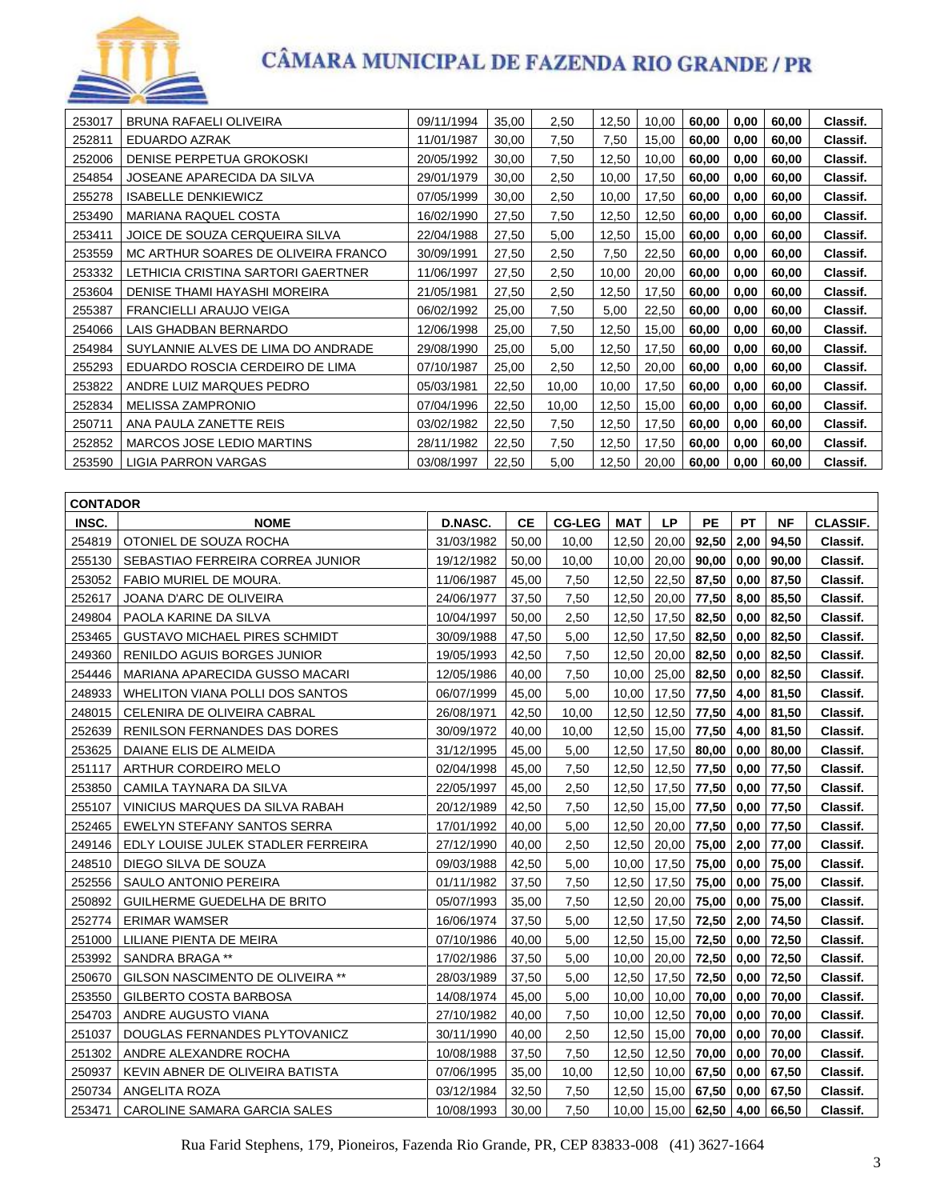| | | | | | | | | | | |
|---|---|---|---|---|---|---|---|---|---|---|
| 253017 | BRUNA RAFAELI OLIVEIRA | 09/11/1994 | 35,00 | 2,50 | 12,50 | 10,00 | **60,00** | **0,00** | **60,00** | **Classif.** |
| 252811 | EDUARDO AZRAK | 11/01/1987 | 30,00 | 7,50 | 7,50 | 15,00 | **60,00** | **0,00** | **60,00** | **Classif.** |
| 252006 | DENISE PERPETUA GROKOSKI | 20/05/1992 | 30,00 | 7,50 | 12,50 | 10,00 | **60,00** | **0,00** | **60,00** | **Classif.** |
| 254854 | JOSEANE APARECIDA DA SILVA | 29/01/1979 | 30,00 | 2,50 | 10,00 | 17,50 | **60,00** | **0,00** | **60,00** | **Classif.** |
| 255278 | ISABELLE DENKIEWICZ | 07/05/1999 | 30,00 | 2,50 | 10,00 | 17,50 | **60,00** | **0,00** | **60,00** | **Classif.** |
| 253490 | MARIANA RAQUEL COSTA | 16/02/1990 | 27,50 | 7,50 | 12,50 | 12,50 | **60,00** | **0,00** | **60,00** | **Classif.** |
| 253411 | JOICE DE SOUZA CERQUEIRA SILVA | 22/04/1988 | 27,50 | 5,00 | 12,50 | 15,00 | **60,00** | **0,00** | **60,00** | **Classif.** |
| 253559 | MC ARTHUR SOARES DE OLIVEIRA FRANCO | 30/09/1991 | 27,50 | 2,50 | 7,50 | 22,50 | **60,00** | **0,00** | **60,00** | **Classif.** |
| 253332 | LETHICIA CRISTINA SARTORI GAERTNER | 11/06/1997 | 27,50 | 2,50 | 10,00 | 20,00 | **60,00** | **0,00** | **60,00** | **Classif.** |
| 253604 | DENISE THAMI HAYASHI MOREIRA | 21/05/1981 | 27,50 | 2,50 | 12,50 | 17,50 | **60,00** | **0,00** | **60,00** | **Classif.** |
| 255387 | FRANCIELLI ARAUJO VEIGA | 06/02/1992 | 25,00 | 7,50 | 5,00 | 22,50 | **60,00** | **0,00** | **60,00** | **Classif.** |
| 254066 | LAIS GHADBAN BERNARDO | 12/06/1998 | 25,00 | 7,50 | 12,50 | 15,00 | **60,00** | **0,00** | **60,00** | **Classif.** |
| 254984 | SUYLANNIE ALVES DE LIMA DO ANDRADE | 29/08/1990 | 25,00 | 5,00 | 12,50 | 17,50 | **60,00** | **0,00** | **60,00** | **Classif.** |
| 255293 | EDUARDO ROSCIA CERDEIRO DE LIMA | 07/10/1987 | 25,00 | 2,50 | 12,50 | 20,00 | **60,00** | **0,00** | **60,00** | **Classif.** |
| 253822 | ANDRE LUIZ MARQUES PEDRO | 05/03/1981 | 22,50 | 10,00 | 10,00 | 17,50 | **60,00** | **0,00** | **60,00** | **Classif.** |
| 252834 | MELISSA ZAMPRONIO | 07/04/1996 | 22,50 | 10,00 | 12,50 | 15,00 | **60,00** | **0,00** | **60,00** | **Classif.** |
| 250711 | ANA PAULA ZANETTE REIS | 03/02/1982 | 22,50 | 7,50 | 12,50 | 17,50 | **60,00** | **0,00** | **60,00** | **Classif.** |
| 252852 | MARCOS JOSE LEDIO MARTINS | 28/11/1982 | 22,50 | 7,50 | 12,50 | 17,50 | **60,00** | **0,00** | **60,00** | **Classif.** |
| 253590 | LIGIA PARRON VARGAS | 03/08/1997 | 22,50 | 5,00 | 12,50 | 20,00 | **60,00** | **0,00** | **60,00** | **Classif.** |

**CONTADOR**

| INSC. | NOME | D.NASC. | CE | CG-LEG | MAT | LP | PE | PT | NF | CLASSIF. |
|---|---|---|---|---|---|---|---|---|---|---|
| 254819 | OTONIEL DE SOUZA ROCHA | 31/03/1982 | 50,00 | 10,00 | 12,50 | 20,00 | **92,50** | **2,00** | **94,50** | **Classif.** |
| 255130 | SEBASTIAO FERREIRA CORREA JUNIOR | 19/12/1982 | 50,00 | 10,00 | 10,00 | 20,00 | **90,00** | **0,00** | **90,00** | **Classif.** |
| 253052 | FABIO MURIEL DE MOURA. | 11/06/1987 | 45,00 | 7,50 | 12,50 | 22,50 | **87,50** | **0,00** | **87,50** | **Classif.** |
| 252617 | JOANA D'ARC DE OLIVEIRA | 24/06/1977 | 37,50 | 7,50 | 12,50 | 20,00 | **77,50** | **8,00** | **85,50** | **Classif.** |
| 249804 | PAOLA KARINE DA SILVA | 10/04/1997 | 50,00 | 2,50 | 12,50 | 17,50 | **82,50** | **0,00** | **82,50** | **Classif.** |
| 253465 | GUSTAVO MICHAEL PIRES SCHMIDT | 30/09/1988 | 47,50 | 5,00 | 12,50 | 17,50 | **82,50** | **0,00** | **82,50** | **Classif.** |
| 249360 | RENILDO AGUIS BORGES JUNIOR | 19/05/1993 | 42,50 | 7,50 | 12,50 | 20,00 | **82,50** | **0,00** | **82,50** | **Classif.** |
| 254446 | MARIANA APARECIDA GUSSO MACARI | 12/05/1986 | 40,00 | 7,50 | 10,00 | 25,00 | **82,50** | **0,00** | **82,50** | **Classif.** |
| 248933 | WHELITON VIANA POLLI DOS SANTOS | 06/07/1999 | 45,00 | 5,00 | 10,00 | 17,50 | **77,50** | **4,00** | **81,50** | **Classif.** |
| 248015 | CELENIRA DE OLIVEIRA CABRAL | 26/08/1971 | 42,50 | 10,00 | 12,50 | 12,50 | **77,50** | **4,00** | **81,50** | **Classif.** |
| 252639 | RENILSON FERNANDES DAS DORES | 30/09/1972 | 40,00 | 10,00 | 12,50 | 15,00 | **77,50** | **4,00** | **81,50** | **Classif.** |
| 253625 | DAIANE ELIS DE ALMEIDA | 31/12/1995 | 45,00 | 5,00 | 12,50 | 17,50 | **80,00** | **0,00** | **80,00** | **Classif.** |
| 251117 | ARTHUR CORDEIRO MELO | 02/04/1998 | 45,00 | 7,50 | 12,50 | 12,50 | **77,50** | **0,00** | **77,50** | **Classif.** |
| 253850 | CAMILA TAYNARA DA SILVA | 22/05/1997 | 45,00 | 2,50 | 12,50 | 17,50 | **77,50** | **0,00** | **77,50** | **Classif.** |
| 255107 | VINICIUS MARQUES DA SILVA RABAH | 20/12/1989 | 42,50 | 7,50 | 12,50 | 15,00 | **77,50** | **0,00** | **77,50** | **Classif.** |
| 252465 | EWELYN STEFANY SANTOS SERRA | 17/01/1992 | 40,00 | 5,00 | 12,50 | 20,00 | **77,50** | **0,00** | **77,50** | **Classif.** |
| 249146 | EDLY LOUISE JULEK STADLER FERREIRA | 27/12/1990 | 40,00 | 2,50 | 12,50 | 20,00 | **75,00** | **2,00** | **77,00** | **Classif.** |
| 248510 | DIEGO SILVA DE SOUZA | 09/03/1988 | 42,50 | 5,00 | 10,00 | 17,50 | **75,00** | **0,00** | **75,00** | **Classif.** |
| 252556 | SAULO ANTONIO PEREIRA | 01/11/1982 | 37,50 | 7,50 | 12,50 | 17,50 | **75,00** | **0,00** | **75,00** | **Classif.** |
| 250892 | GUILHERME GUEDELHA DE BRITO | 05/07/1993 | 35,00 | 7,50 | 12,50 | 20,00 | **75,00** | **0,00** | **75,00** | **Classif.** |
| 252774 | ERIMAR WAMSER | 16/06/1974 | 37,50 | 5,00 | 12,50 | 17,50 | **72,50** | **2,00** | **74,50** | **Classif.** |
| 251000 | LILIANE PIENTA DE MEIRA | 07/10/1986 | 40,00 | 5,00 | 12,50 | 15,00 | **72,50** | **0,00** | **72,50** | **Classif.** |
| 253992 | SANDRA BRAGA ** | 17/02/1986 | 37,50 | 5,00 | 10,00 | 20,00 | **72,50** | **0,00** | **72,50** | **Classif.** |
| 250670 | GILSON NASCIMENTO DE OLIVEIRA ** | 28/03/1989 | 37,50 | 5,00 | 12,50 | 17,50 | **72,50** | **0,00** | **72,50** | **Classif.** |
| 253550 | GILBERTO COSTA BARBOSA | 14/08/1974 | 45,00 | 5,00 | 10,00 | 10,00 | **70,00** | **0,00** | **70,00** | **Classif.** |
| 254703 | ANDRE AUGUSTO VIANA | 27/10/1982 | 40,00 | 7,50 | 10,00 | 12,50 | **70,00** | **0,00** | **70,00** | **Classif.** |
| 251037 | DOUGLAS FERNANDES PLYTOVANICZ | 30/11/1990 | 40,00 | 2,50 | 12,50 | 15,00 | **70,00** | **0,00** | **70,00** | **Classif.** |
| 251302 | ANDRE ALEXANDRE ROCHA | 10/08/1988 | 37,50 | 7,50 | 12,50 | 12,50 | **70,00** | **0,00** | **70,00** | **Classif.** |
| 250937 | KEVIN ABNER DE OLIVEIRA BATISTA | 07/06/1995 | 35,00 | 10,00 | 12,50 | 10,00 | **67,50** | **0,00** | **67,50** | **Classif.** |
| 250734 | ANGELITA ROZA | 03/12/1984 | 32,50 | 7,50 | 12,50 | 15,00 | **67,50** | **0,00** | **67,50** | **Classif.** |
| 253471 | CAROLINE SAMARA GARCIA SALES | 10/08/1993 | 30,00 | 7,50 | 10,00 | 15,00 | **62,50** | **4,00** | **66,50** | **Classif.** |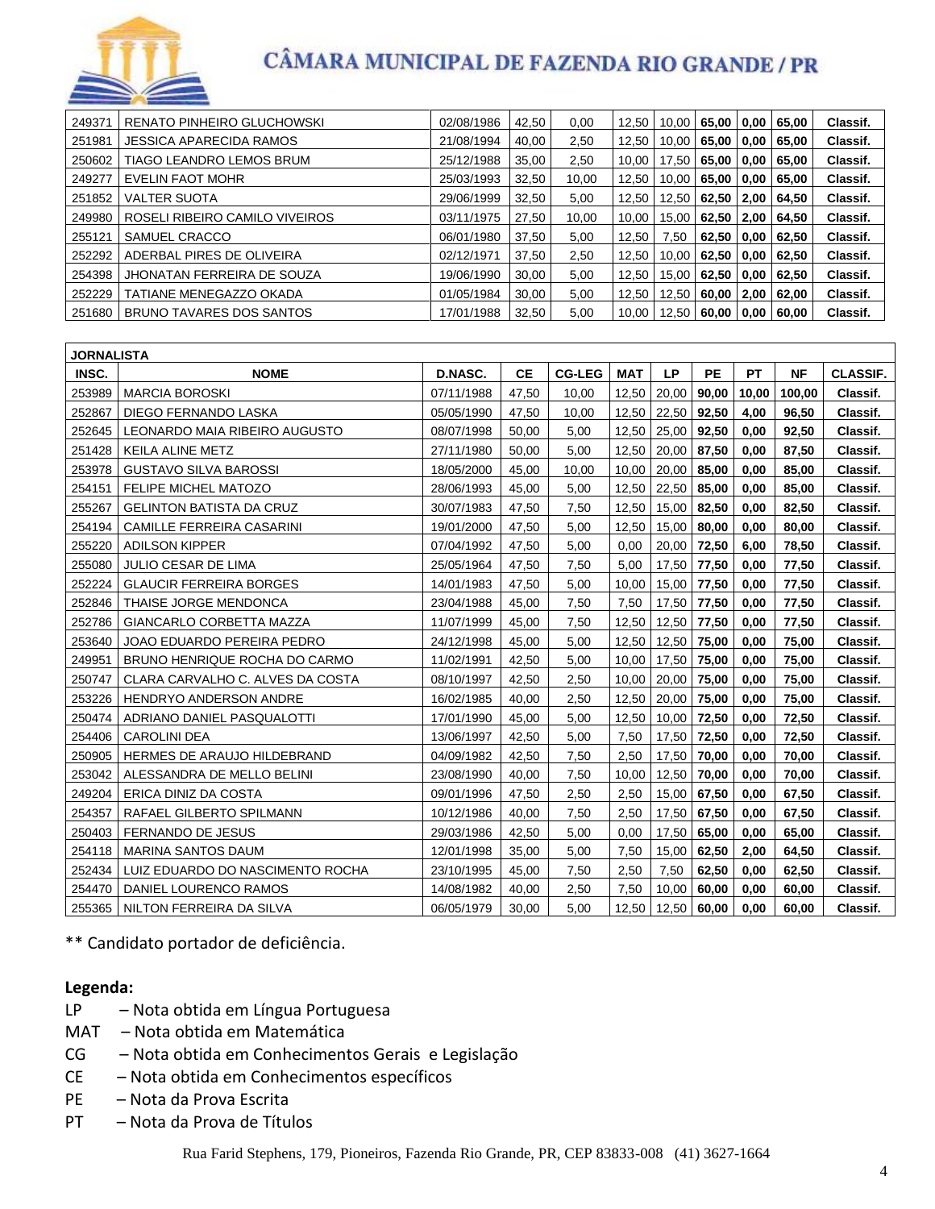| | | | | | | | | | | |
|---|---|---|---|---|---|---|---|---|---|---|
| 249371 | RENATO PINHEIRO GLUCHOWSKI | 02/08/1986 | 42,50 | 0,00 | 12,50 | 10,00 | **65,00** | **0,00** | **65,00** | **Classif.** |
| 251981 | JESSICA APARECIDA RAMOS | 21/08/1994 | 40,00 | 2,50 | 12,50 | 10,00 | **65,00** | **0,00** | **65,00** | **Classif.** |
| 250602 | TIAGO LEANDRO LEMOS BRUM | 25/12/1988 | 35,00 | 2,50 | 10,00 | 17,50 | **65,00** | **0,00** | **65,00** | **Classif.** |
| 249277 | EVELIN FAOT MOHR | 25/03/1993 | 32,50 | 10,00 | 12,50 | 10,00 | **65,00** | **0,00** | **65,00** | **Classif.** |
| 251852 | VALTER SUOTA | 29/06/1999 | 32,50 | 5,00 | 12,50 | 12,50 | **62,50** | **2,00** | **64,50** | **Classif.** |
| 249980 | ROSELI RIBEIRO CAMILO VIVEIROS | 03/11/1975 | 27,50 | 10,00 | 10,00 | 15,00 | **62,50** | **2,00** | **64,50** | **Classif.** |
| 255121 | SAMUEL CRACCO | 06/01/1980 | 37,50 | 5,00 | 12,50 | 7,50 | **62,50** | **0,00** | **62,50** | **Classif.** |
| 252292 | ADERBAL PIRES DE OLIVEIRA | 02/12/1971 | 37,50 | 2,50 | 12,50 | 10,00 | **62,50** | **0,00** | **62,50** | **Classif.** |
| 254398 | JHONATAN FERREIRA DE SOUZA | 19/06/1990 | 30,00 | 5,00 | 12,50 | 15,00 | **62,50** | **0,00** | **62,50** | **Classif.** |
| 252229 | TATIANE MENEGAZZO OKADA | 01/05/1984 | 30,00 | 5,00 | 12,50 | 12,50 | **60,00** | **2,00** | **62,00** | **Classif.** |
| 251680 | BRUNO TAVARES DOS SANTOS | 17/01/1988 | 32,50 | 5,00 | 10,00 | 12,50 | **60,00** | **0,00** | **60,00** | **Classif.** |

| **JORNALISTA** | | | | | | | | | | |
|---|---|---|---|---|---|---|---|---|---|---|
| **INSC.** | **NOME** | **D.NASC.** | **CE** | **CG-LEG** | **MAT** | **LP** | **PE** | **PT** | **NF** | **CLASSIF.** |
| 253989 | MARCIA BOROSKI | 07/11/1988 | 47,50 | 10,00 | 12,50 | 20,00 | **90,00** | **10,00** | **100,00** | **Classif.** |
| 252867 | DIEGO FERNANDO LASKA | 05/05/1990 | 47,50 | 10,00 | 12,50 | 22,50 | **92,50** | **4,00** | **96,50** | **Classif.** |
| 252645 | LEONARDO MAIA RIBEIRO AUGUSTO | 08/07/1998 | 50,00 | 5,00 | 12,50 | 25,00 | **92,50** | **0,00** | **92,50** | **Classif.** |
| 251428 | KEILA ALINE METZ | 27/11/1980 | 50,00 | 5,00 | 12,50 | 20,00 | **87,50** | **0,00** | **87,50** | **Classif.** |
| 253978 | GUSTAVO SILVA BAROSSI | 18/05/2000 | 45,00 | 10,00 | 10,00 | 20,00 | **85,00** | **0,00** | **85,00** | **Classif.** |
| 254151 | FELIPE MICHEL MATOZO | 28/06/1993 | 45,00 | 5,00 | 12,50 | 22,50 | **85,00** | **0,00** | **85,00** | **Classif.** |
| 255267 | GELINTON BATISTA DA CRUZ | 30/07/1983 | 47,50 | 7,50 | 12,50 | 15,00 | **82,50** | **0,00** | **82,50** | **Classif.** |
| 254194 | CAMILLE FERREIRA CASARINI | 19/01/2000 | 47,50 | 5,00 | 12,50 | 15,00 | **80,00** | **0,00** | **80,00** | **Classif.** |
| 255220 | ADILSON KIPPER | 07/04/1992 | 47,50 | 5,00 | 0,00 | 20,00 | **72,50** | **6,00** | **78,50** | **Classif.** |
| 255080 | JULIO CESAR DE LIMA | 25/05/1964 | 47,50 | 7,50 | 5,00 | 17,50 | **77,50** | **0,00** | **77,50** | **Classif.** |
| 252224 | GLAUCIR FERREIRA BORGES | 14/01/1983 | 47,50 | 5,00 | 10,00 | 15,00 | **77,50** | **0,00** | **77,50** | **Classif.** |
| 252846 | THAISE JORGE MENDONCA | 23/04/1988 | 45,00 | 7,50 | 7,50 | 17,50 | **77,50** | **0,00** | **77,50** | **Classif.** |
| 252786 | GIANCARLO CORBETTA MAZZA | 11/07/1999 | 45,00 | 7,50 | 12,50 | 12,50 | **77,50** | **0,00** | **77,50** | **Classif.** |
| 253640 | JOAO EDUARDO PEREIRA PEDRO | 24/12/1998 | 45,00 | 5,00 | 12,50 | 12,50 | **75,00** | **0,00** | **75,00** | **Classif.** |
| 249951 | BRUNO HENRIQUE ROCHA DO CARMO | 11/02/1991 | 42,50 | 5,00 | 10,00 | 17,50 | **75,00** | **0,00** | **75,00** | **Classif.** |
| 250747 | CLARA CARVALHO C. ALVES DA COSTA | 08/10/1997 | 42,50 | 2,50 | 10,00 | 20,00 | **75,00** | **0,00** | **75,00** | **Classif.** |
| 253226 | HENDRYO ANDERSON ANDRE | 16/02/1985 | 40,00 | 2,50 | 12,50 | 20,00 | **75,00** | **0,00** | **75,00** | **Classif.** |
| 250474 | ADRIANO DANIEL PASQUALOTTI | 17/01/1990 | 45,00 | 5,00 | 12,50 | 10,00 | **72,50** | **0,00** | **72,50** | **Classif.** |
| 254406 | CAROLINI DEA | 13/06/1997 | 42,50 | 5,00 | 7,50 | 17,50 | **72,50** | **0,00** | **72,50** | **Classif.** |
| 250905 | HERMES DE ARAUJO HILDEBRAND | 04/09/1982 | 42,50 | 7,50 | 2,50 | 17,50 | **70,00** | **0,00** | **70,00** | **Classif.** |
| 253042 | ALESSANDRA DE MELLO BELINI | 23/08/1990 | 40,00 | 7,50 | 10,00 | 12,50 | **70,00** | **0,00** | **70,00** | **Classif.** |
| 249204 | ERICA DINIZ DA COSTA | 09/01/1996 | 47,50 | 2,50 | 2,50 | 15,00 | **67,50** | **0,00** | **67,50** | **Classif.** |
| 254357 | RAFAEL GILBERTO SPILMANN | 10/12/1986 | 40,00 | 7,50 | 2,50 | 17,50 | **67,50** | **0,00** | **67,50** | **Classif.** |
| 250403 | FERNANDO DE JESUS | 29/03/1986 | 42,50 | 5,00 | 0,00 | 17,50 | **65,00** | **0,00** | **65,00** | **Classif.** |
| 254118 | MARINA SANTOS DAUM | 12/01/1998 | 35,00 | 5,00 | 7,50 | 15,00 | **62,50** | **2,00** | **64,50** | **Classif.** |
| 252434 | LUIZ EDUARDO DO NASCIMENTO ROCHA | 23/10/1995 | 45,00 | 7,50 | 2,50 | 7,50 | **62,50** | **0,00** | **62,50** | **Classif.** |
| 254470 | DANIEL LOURENCO RAMOS | 14/08/1982 | 40,00 | 2,50 | 7,50 | 10,00 | **60,00** | **0,00** | **60,00** | **Classif.** |
| 255365 | NILTON FERREIRA DA SILVA | 06/05/1979 | 30,00 | 5,00 | 12,50 | 12,50 | **60,00** | **0,00** | **60,00** | **Classif.** |

** Candidato portador de deficiência.

**Legenda:**

- LP – Nota obtida em Língua Portuguesa
- MAT – Nota obtida em Matemática
- CG – Nota obtida em Conhecimentos Gerais e Legislação
- CE – Nota obtida em Conhecimentos específicos
- PE – Nota da Prova Escrita
- PT – Nota da Prova de Títulos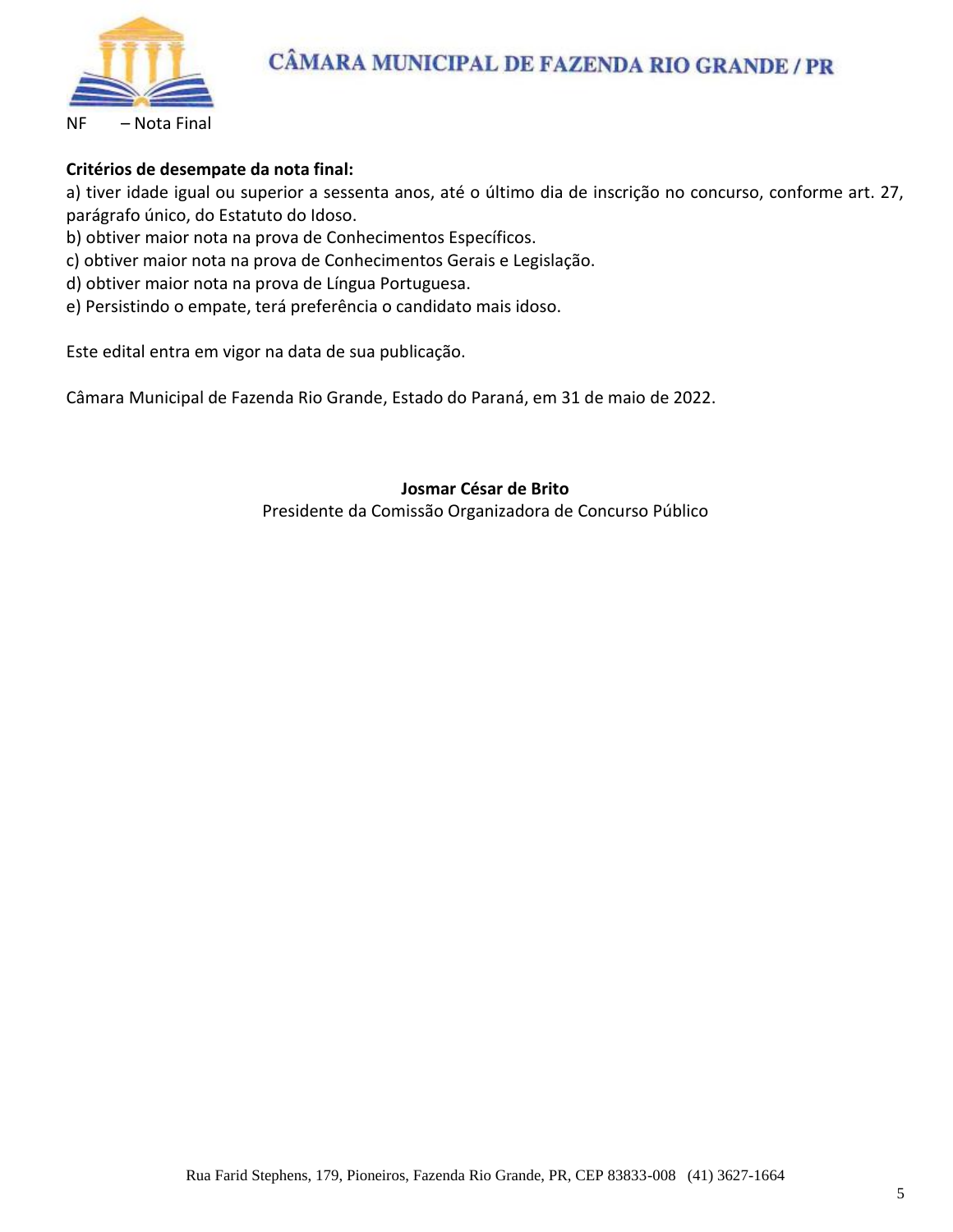NF – Nota Final

**Critérios de desempate da nota final:**

a) tiver idade igual ou superior a sessenta anos, até o último dia de inscrição no concurso, conforme art. 27, parágrafo único, do Estatuto do Idoso.
b) obtiver maior nota na prova de Conhecimentos Específicos.
c) obtiver maior nota na prova de Conhecimentos Gerais e Legislação.
d) obtiver maior nota na prova de Língua Portuguesa.
e) Persistindo o empate, terá preferência o candidato mais idoso.

Este edital entra em vigor na data de sua publicação.

Câmara Municipal de Fazenda Rio Grande, Estado do Paraná, em 31 de maio de 2022.

**Josmar César de Brito**
Presidente da Comissão Organizadora de Concurso Público